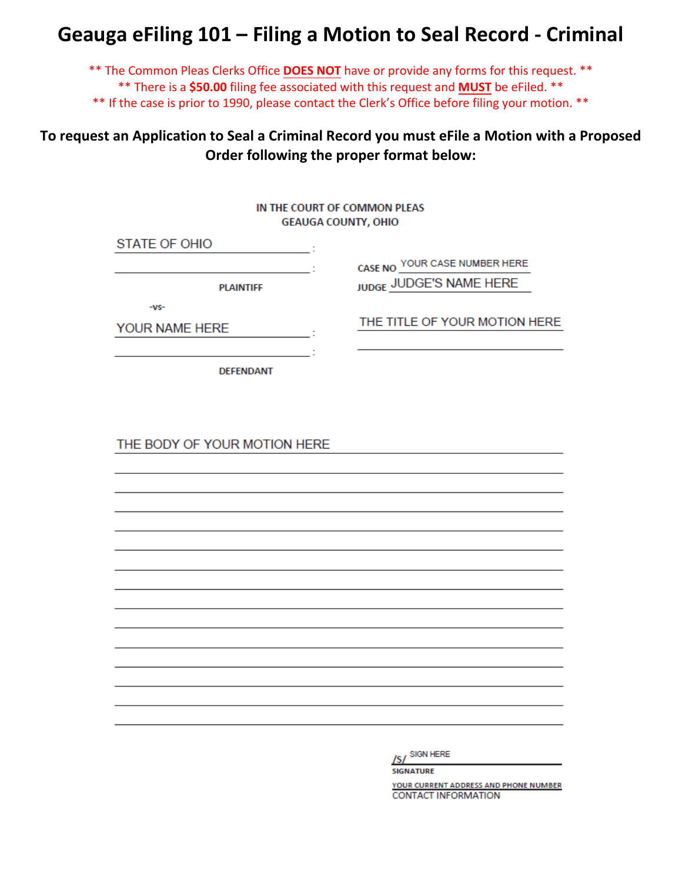# Geauga eFiling 101 – Filing a Motion to Seal Record - Criminal

** The Common Pleas Clerks Office **DOES NOT** have or provide any forms for this request. **
** There is a **$50.00** filing fee associated with this request and **MUST** be eFiled. **
** If the case is prior to 1990, please contact the Clerk's Office before filing your motion. **

**To request an Application to Seal a Criminal Record you must eFile a Motion with a Proposed Order following the proper format below:**

IN THE COURT OF COMMON PLEAS
GEAUGA COUNTY, OHIO

STATE OF OHIO :
_______________ :
PLAINTIFF

-vs-

YOUR NAME HERE :
_______________ :
DEFENDANT

CASE NO YOUR CASE NUMBER HERE
JUDGE JUDGE'S NAME HERE

THE TITLE OF YOUR MOTION HERE
_______________

THE BODY OF YOUR MOTION HERE
_______________
_______________
_______________
_______________
_______________
_______________
_______________
_______________
_______________
_______________
_______________
_______________
_______________
_______________

/S/ SIGN HERE
SIGNATURE
YOUR CURRENT ADDRESS AND PHONE NUMBER
CONTACT INFORMATION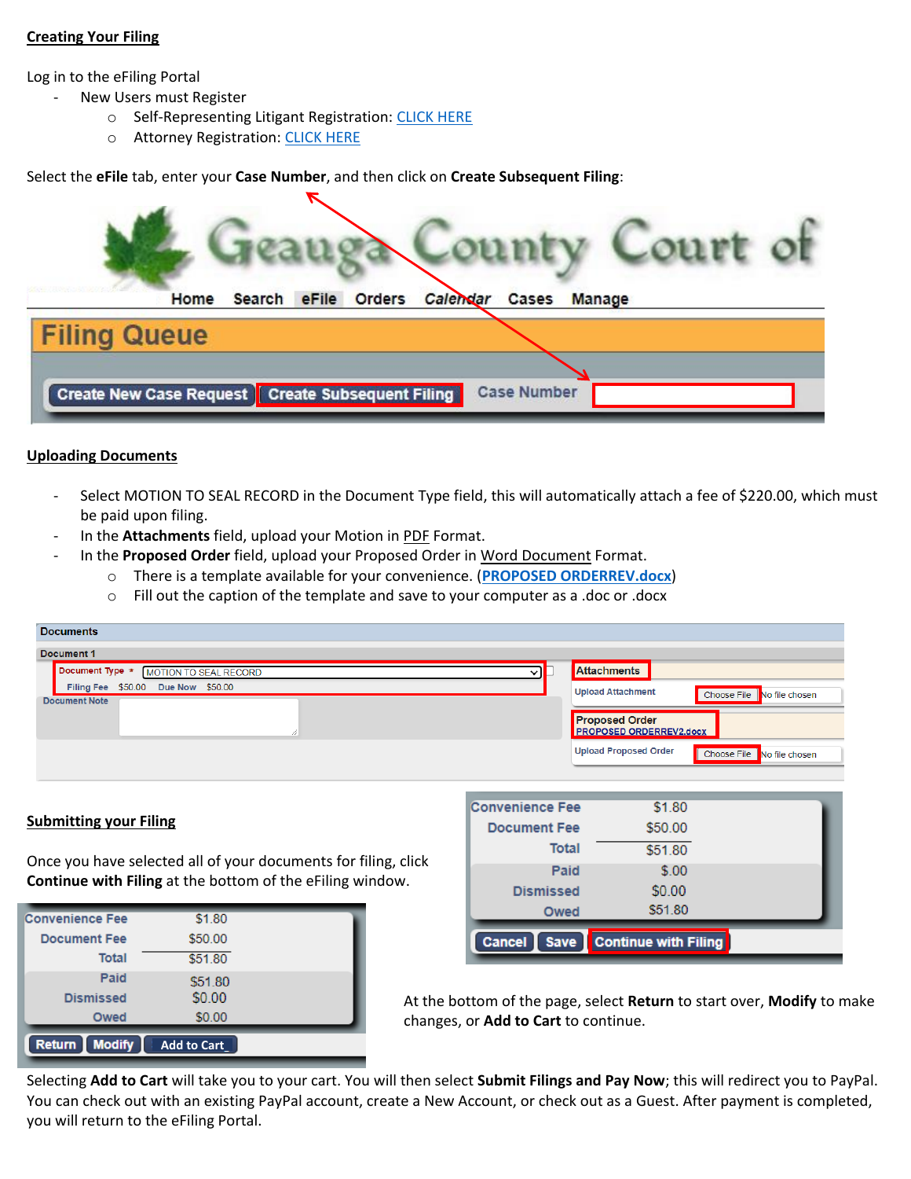**Creating Your Filing**

Log in to the eFiling Portal

- New Users must Register
  - Self-Representing Litigant Registration: CLICK HERE
  - Attorney Registration: CLICK HERE

Select the **eFile** tab, enter your **Case Number**, and then click on **Create Subsequent Filing**:

**Uploading Documents**

- Select MOTION TO SEAL RECORD in the Document Type field, this will automatically attach a fee of $220.00, which must be paid upon filing.
- In the **Attachments** field, upload your Motion in PDF Format.
- In the **Proposed Order** field, upload your Proposed Order in Word Document Format.
  - There is a template available for your convenience. (**PROPOSED ORDERREV.docx**)
  - Fill out the caption of the template and save to your computer as a .doc or .docx

**Submitting your Filing**

Once you have selected all of your documents for filing, click **Continue with Filing** at the bottom of the eFiling window.

At the bottom of the page, select **Return** to start over, **Modify** to make changes, or **Add to Cart** to continue.

Selecting **Add to Cart** will take you to your cart. You will then select **Submit Filings and Pay Now**; this will redirect you to PayPal. You can check out with an existing PayPal account, create a New Account, or check out as a Guest. After payment is completed, you will return to the eFiling Portal.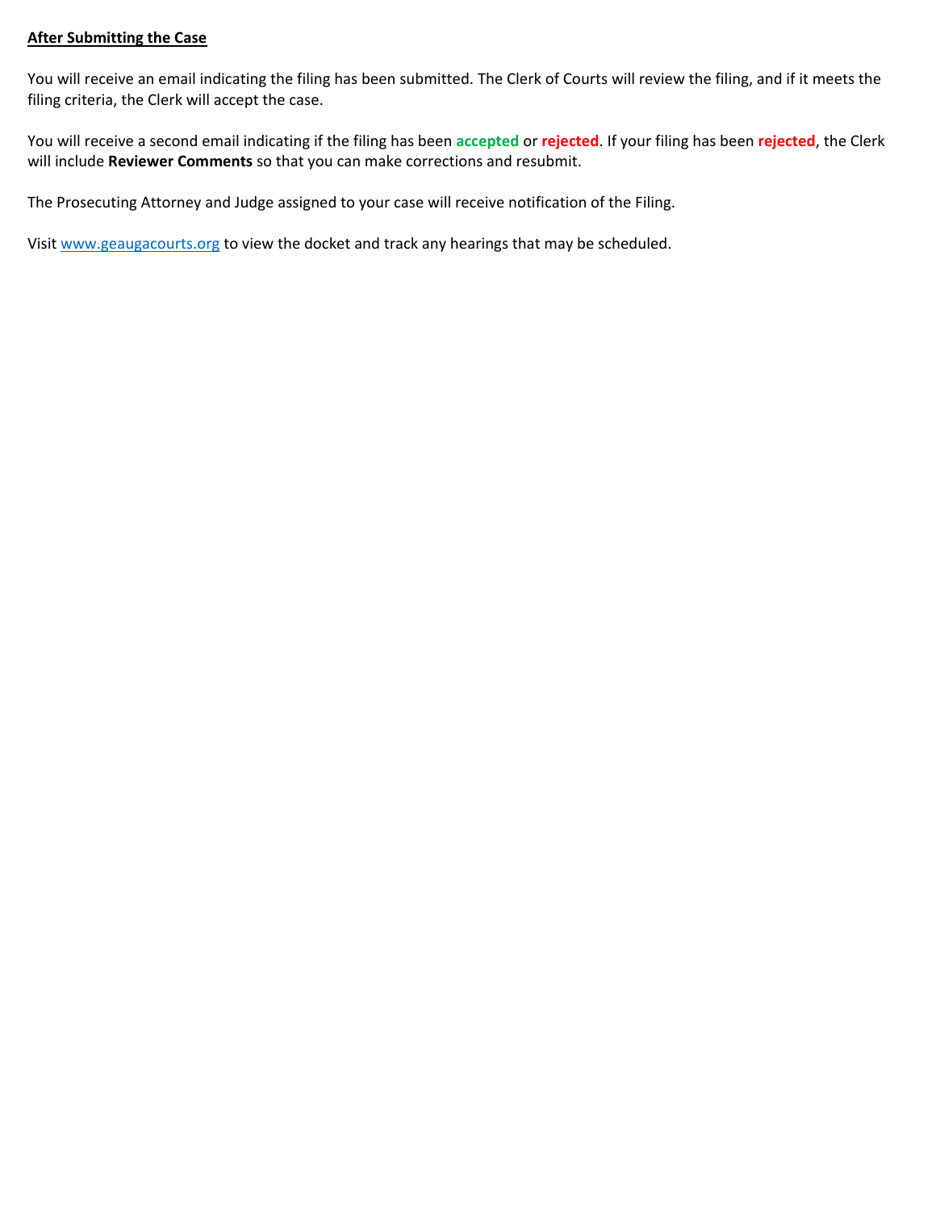**After Submitting the Case**

You will receive an email indicating the filing has been submitted. The Clerk of Courts will review the filing, and if it meets the filing criteria, the Clerk will accept the case.

You will receive a second email indicating if the filing has been **accepted** or **rejected**. If your filing has been **rejected**, the Clerk will include **Reviewer Comments** so that you can make corrections and resubmit.

The Prosecuting Attorney and Judge assigned to your case will receive notification of the Filing.

Visit [www.geaugacourts.org](http://www.geaugacourts.org) to view the docket and track any hearings that may be scheduled.